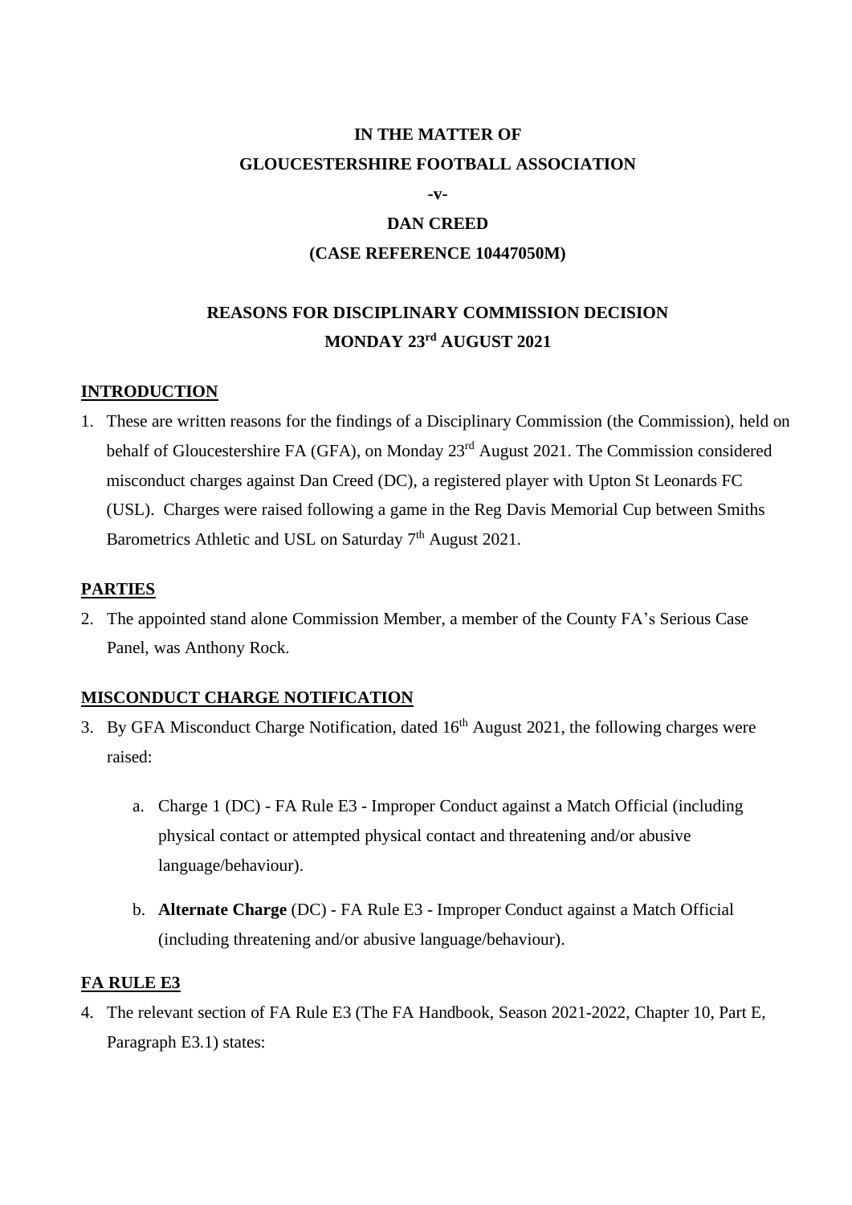**IN THE MATTER OF**

**GLOUCESTERSHIRE FOOTBALL ASSOCIATION**

**-v-**

**DAN CREED**

**(CASE REFERENCE 10447050M)**

**REASONS FOR DISCIPLINARY COMMISSION DECISION**
**MONDAY 23rd AUGUST 2021**

## INTRODUCTION

1. These are written reasons for the findings of a Disciplinary Commission (the Commission), held on behalf of Gloucestershire FA (GFA), on Monday 23rd August 2021. The Commission considered misconduct charges against Dan Creed (DC), a registered player with Upton St Leonards FC (USL). Charges were raised following a game in the Reg Davis Memorial Cup between Smiths Barometrics Athletic and USL on Saturday 7th August 2021.

## PARTIES

2. The appointed stand alone Commission Member, a member of the County FA's Serious Case Panel, was Anthony Rock.

## MISCONDUCT CHARGE NOTIFICATION

3. By GFA Misconduct Charge Notification, dated 16th August 2021, the following charges were raised:

    a. Charge 1 (DC) - FA Rule E3 - Improper Conduct against a Match Official (including physical contact or attempted physical contact and threatening and/or abusive language/behaviour).

    b. **Alternate Charge** (DC) - FA Rule E3 - Improper Conduct against a Match Official (including threatening and/or abusive language/behaviour).

## FA RULE E3

4. The relevant section of FA Rule E3 (The FA Handbook, Season 2021-2022, Chapter 10, Part E, Paragraph E3.1) states: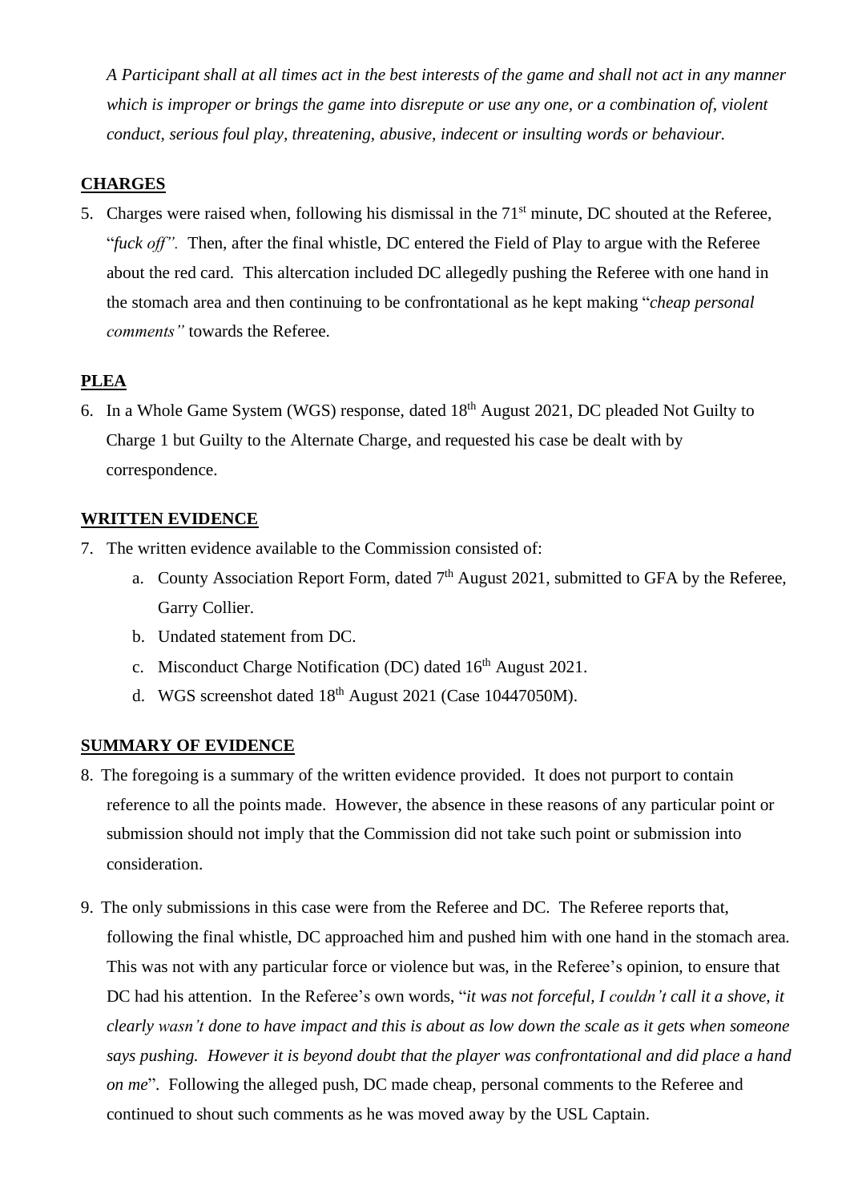*A Participant shall at all times act in the best interests of the game and shall not act in any manner which is improper or brings the game into disrepute or use any one, or a combination of, violent conduct, serious foul play, threatening, abusive, indecent or insulting words or behaviour.*

## CHARGES

5. Charges were raised when, following his dismissal in the 71st minute, DC shouted at the Referee, "*fuck off".* Then, after the final whistle, DC entered the Field of Play to argue with the Referee about the red card. This altercation included DC allegedly pushing the Referee with one hand in the stomach area and then continuing to be confrontational as he kept making "*cheap personal comments"* towards the Referee.

## PLEA

6. In a Whole Game System (WGS) response, dated 18th August 2021, DC pleaded Not Guilty to Charge 1 but Guilty to the Alternate Charge, and requested his case be dealt with by correspondence.

## WRITTEN EVIDENCE

7. The written evidence available to the Commission consisted of:
   a. County Association Report Form, dated 7th August 2021, submitted to GFA by the Referee, Garry Collier.
   b. Undated statement from DC.
   c. Misconduct Charge Notification (DC) dated 16th August 2021.
   d. WGS screenshot dated 18th August 2021 (Case 10447050M).

## SUMMARY OF EVIDENCE

8. The foregoing is a summary of the written evidence provided. It does not purport to contain reference to all the points made. However, the absence in these reasons of any particular point or submission should not imply that the Commission did not take such point or submission into consideration.

9. The only submissions in this case were from the Referee and DC. The Referee reports that, following the final whistle, DC approached him and pushed him with one hand in the stomach area. This was not with any particular force or violence but was, in the Referee's opinion, to ensure that DC had his attention. In the Referee's own words, "*it was not forceful, I couldn't call it a shove, it clearly wasn't done to have impact and this is about as low down the scale as it gets when someone says pushing. However it is beyond doubt that the player was confrontational and did place a hand on me*". Following the alleged push, DC made cheap, personal comments to the Referee and continued to shout such comments as he was moved away by the USL Captain.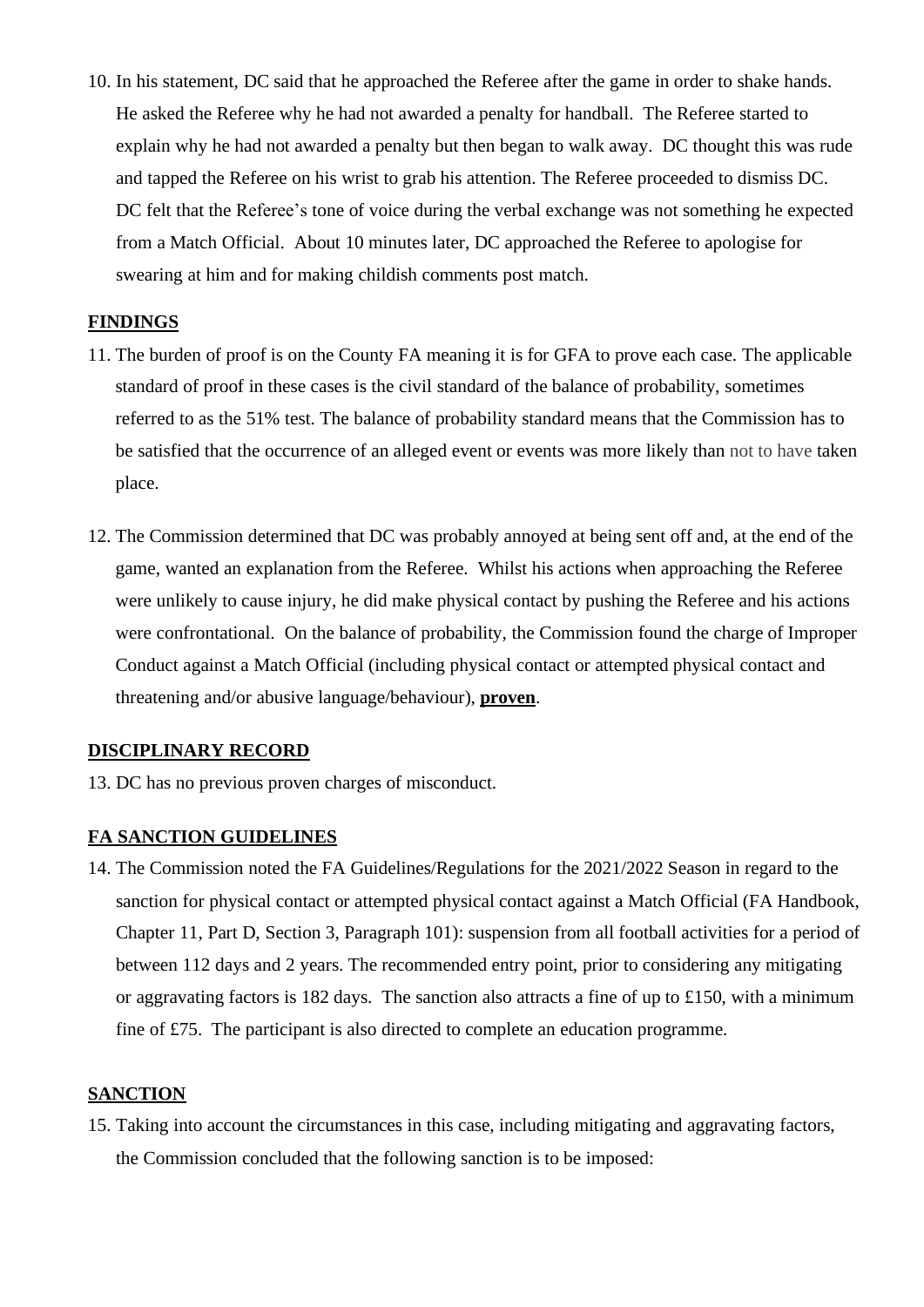10. In his statement, DC said that he approached the Referee after the game in order to shake hands. He asked the Referee why he had not awarded a penalty for handball. The Referee started to explain why he had not awarded a penalty but then began to walk away. DC thought this was rude and tapped the Referee on his wrist to grab his attention. The Referee proceeded to dismiss DC. DC felt that the Referee's tone of voice during the verbal exchange was not something he expected from a Match Official. About 10 minutes later, DC approached the Referee to apologise for swearing at him and for making childish comments post match.

## FINDINGS

11. The burden of proof is on the County FA meaning it is for GFA to prove each case. The applicable standard of proof in these cases is the civil standard of the balance of probability, sometimes referred to as the 51% test. The balance of probability standard means that the Commission has to be satisfied that the occurrence of an alleged event or events was more likely than not to have taken place.

12. The Commission determined that DC was probably annoyed at being sent off and, at the end of the game, wanted an explanation from the Referee. Whilst his actions when approaching the Referee were unlikely to cause injury, he did make physical contact by pushing the Referee and his actions were confrontational. On the balance of probability, the Commission found the charge of Improper Conduct against a Match Official (including physical contact or attempted physical contact and threatening and/or abusive language/behaviour), **proven**.

## DISCIPLINARY RECORD

13. DC has no previous proven charges of misconduct.

## FA SANCTION GUIDELINES

14. The Commission noted the FA Guidelines/Regulations for the 2021/2022 Season in regard to the sanction for physical contact or attempted physical contact against a Match Official (FA Handbook, Chapter 11, Part D, Section 3, Paragraph 101): suspension from all football activities for a period of between 112 days and 2 years. The recommended entry point, prior to considering any mitigating or aggravating factors is 182 days. The sanction also attracts a fine of up to £150, with a minimum fine of £75. The participant is also directed to complete an education programme.

## SANCTION

15. Taking into account the circumstances in this case, including mitigating and aggravating factors, the Commission concluded that the following sanction is to be imposed: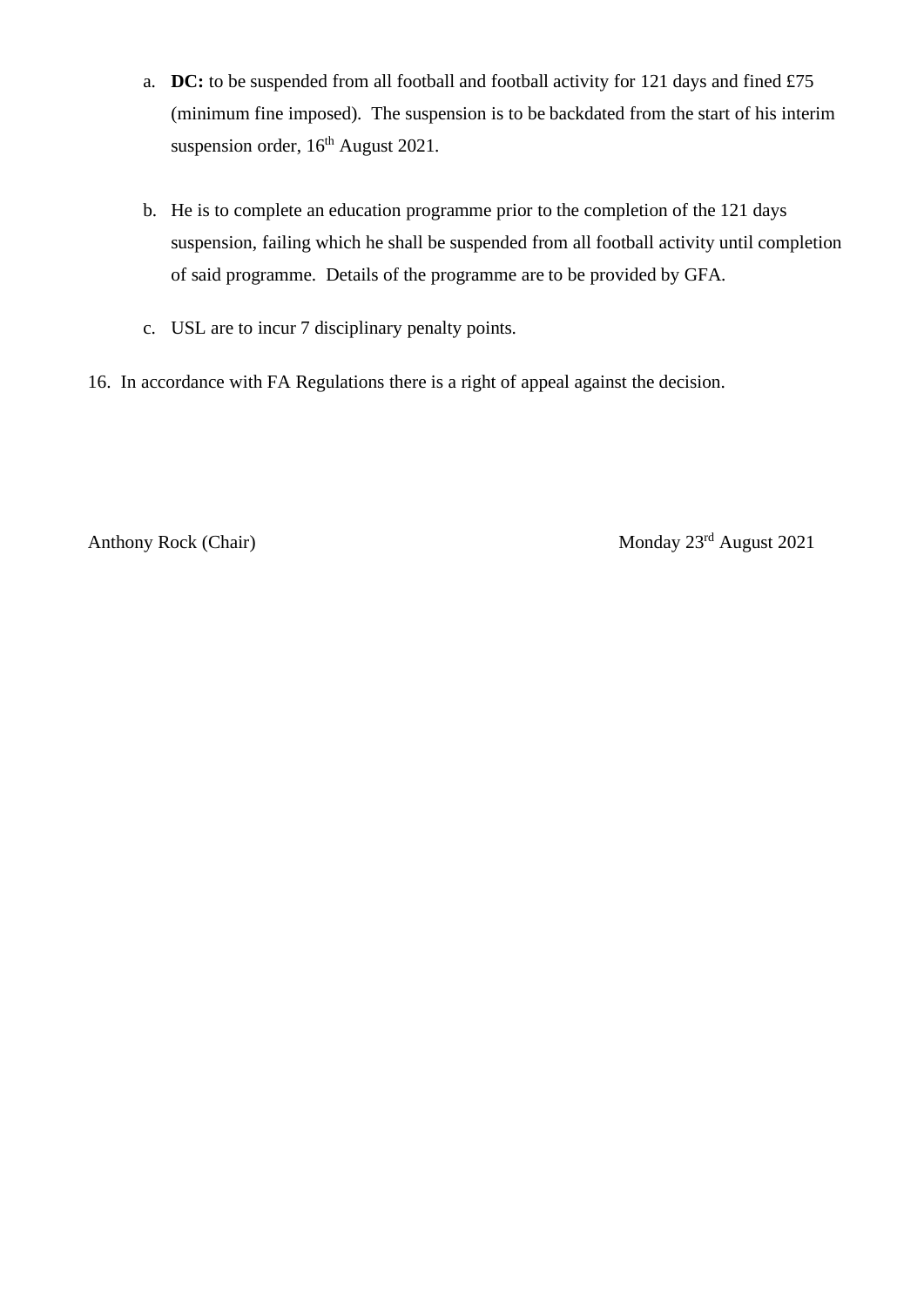a. **DC:** to be suspended from all football and football activity for 121 days and fined £75 (minimum fine imposed). The suspension is to be backdated from the start of his interim suspension order, 16th August 2021.

b. He is to complete an education programme prior to the completion of the 121 days suspension, failing which he shall be suspended from all football activity until completion of said programme. Details of the programme are to be provided by GFA.

c. USL are to incur 7 disciplinary penalty points.

16. In accordance with FA Regulations there is a right of appeal against the decision.

Anthony Rock (Chair) Monday 23rd August 2021